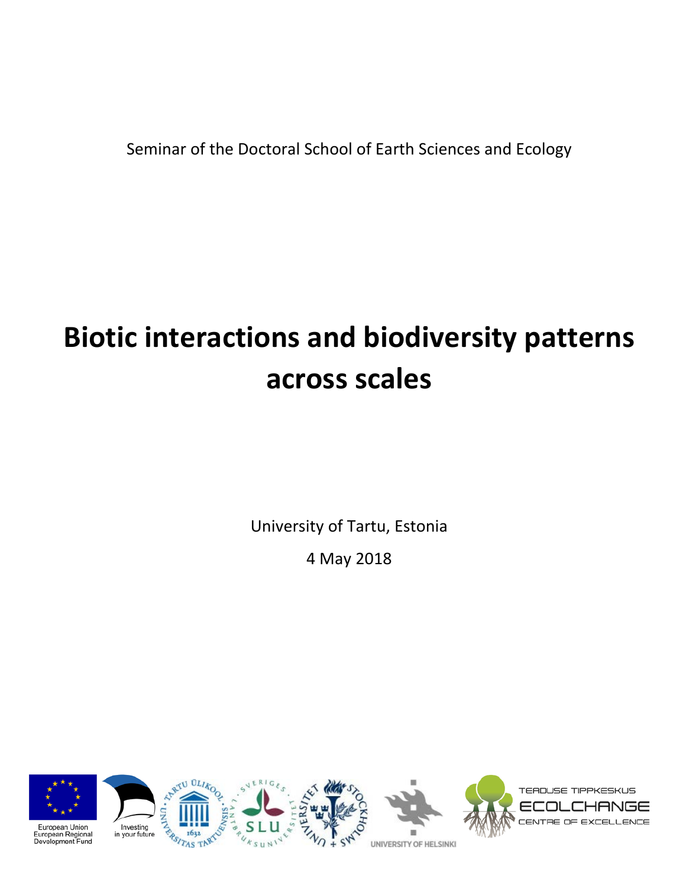Seminar of the Doctoral School of Earth Sciences and Ecology

# Biotic interactions and biodiversity patterns across scales

University of Tartu, Estonia

4 May 2018

European Union
European Regional
Development Fund

Investing
in your future

UNIVERSITY OF HELSINKI

TEADUSE TIPPKESKUS
ECOLCHANGE
CENTRE OF EXCELLENCE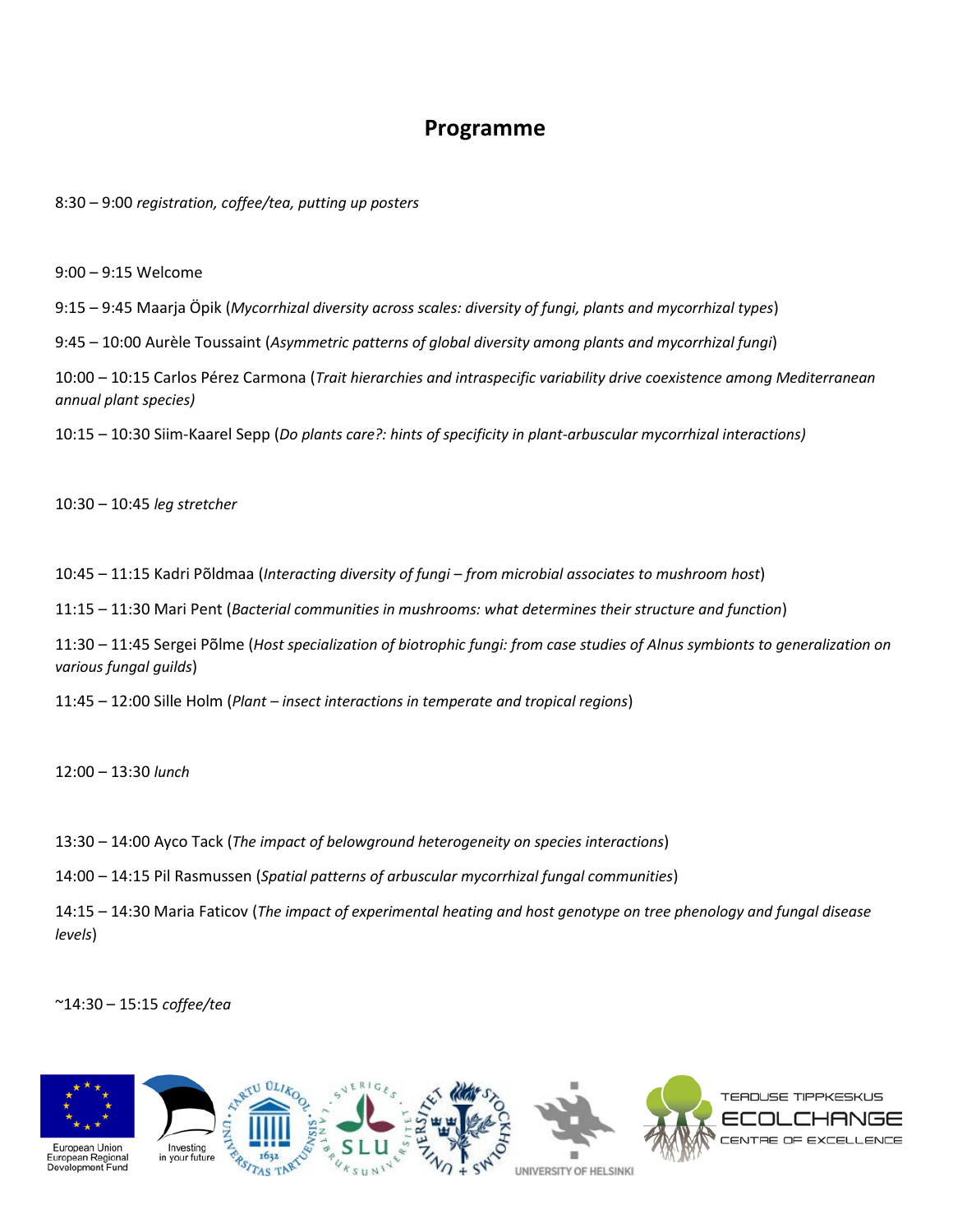# Programme

8:30 – 9:00 *registration, coffee/tea, putting up posters*

9:00 – 9:15 Welcome

9:15 – 9:45 Maarja Öpik (*Mycorrhizal diversity across scales: diversity of fungi, plants and mycorrhizal types*)

9:45 – 10:00 Aurèle Toussaint (*Asymmetric patterns of global diversity among plants and mycorrhizal fungi*)

10:00 – 10:15 Carlos Pérez Carmona (*Trait hierarchies and intraspecific variability drive coexistence among Mediterranean annual plant species)*

10:15 – 10:30 Siim-Kaarel Sepp (*Do plants care?: hints of specificity in plant-arbuscular mycorrhizal interactions)*

10:30 – 10:45 *leg stretcher*

10:45 – 11:15 Kadri Põldmaa (*Interacting diversity of fungi – from microbial associates to mushroom host*)

11:15 – 11:30 Mari Pent (*Bacterial communities in mushrooms: what determines their structure and function*)

11:30 – 11:45 Sergei Põlme (*Host specialization of biotrophic fungi: from case studies of Alnus symbionts to generalization on various fungal guilds*)

11:45 – 12:00 Sille Holm (*Plant – insect interactions in temperate and tropical regions*)

12:00 – 13:30 *lunch*

13:30 – 14:00 Ayco Tack (*The impact of belowground heterogeneity on species interactions*)

14:00 – 14:15 Pil Rasmussen (*Spatial patterns of arbuscular mycorrhizal fungal communities*)

14:15 – 14:30 Maria Faticov (*The impact of experimental heating and host genotype on tree phenology and fungal disease levels*)

~14:30 – 15:15 *coffee/tea*

European Union European Regional Development Fund · Investing in your future · Universitas Tartuensis · SLU · Stockholms Universitet · University of Helsinki · Teaduse Tippkeskus EcolChange Centre of Excellence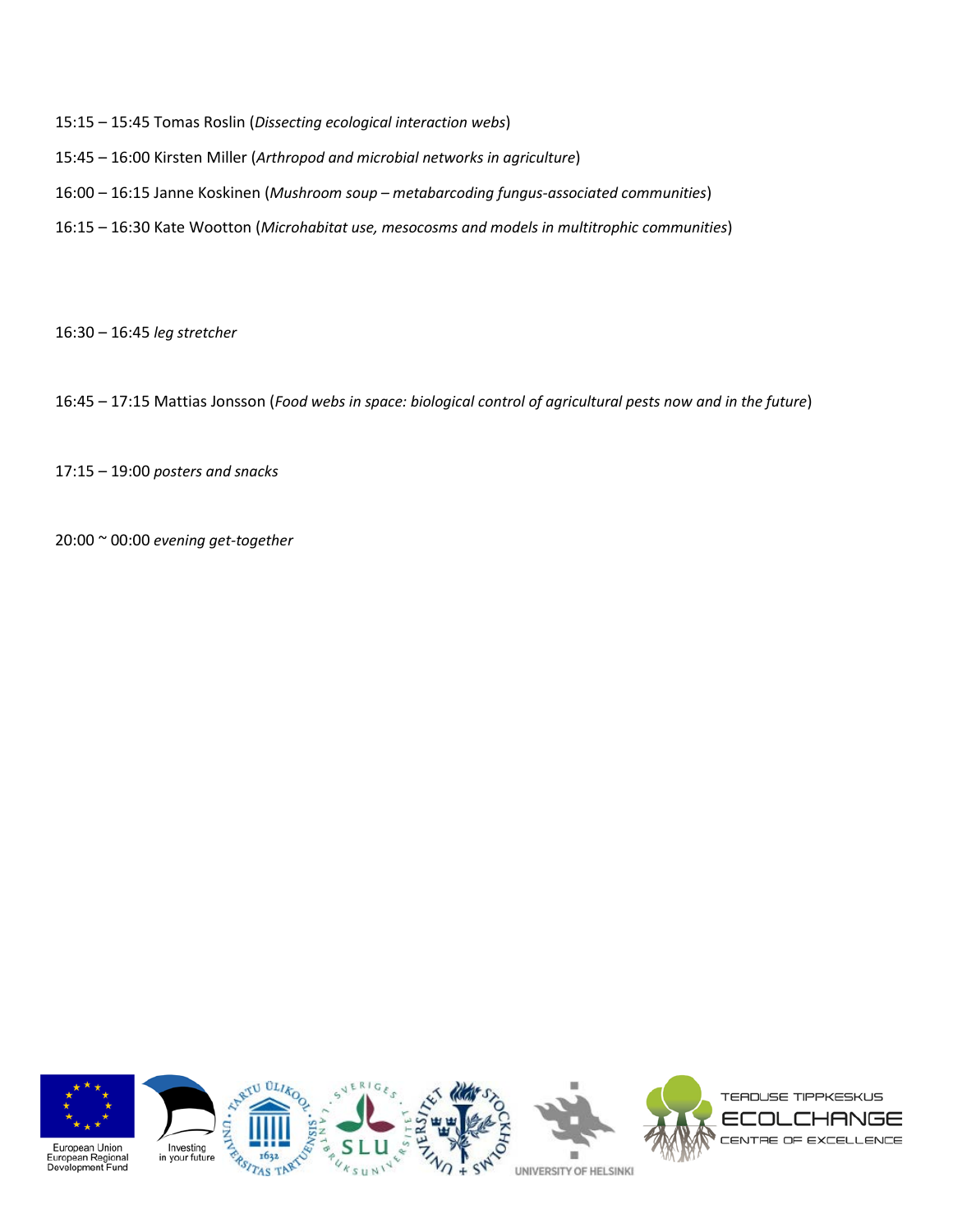15:15 – 15:45 Tomas Roslin (*Dissecting ecological interaction webs*)

15:45 – 16:00 Kirsten Miller (*Arthropod and microbial networks in agriculture*)

16:00 – 16:15 Janne Koskinen (*Mushroom soup – metabarcoding fungus-associated communities*)

16:15 – 16:30 Kate Wootton (*Microhabitat use, mesocosms and models in multitrophic communities*)

16:30 – 16:45 *leg stretcher*

16:45 – 17:15 Mattias Jonsson (*Food webs in space: biological control of agricultural pests now and in the future*)

17:15 – 19:00 *posters and snacks*

20:00 ~ 00:00 *evening get-together*

European Union European Regional Development Fund

Investing in your future

UNIVERSITY OF HELSINKI

TEADUSE TIPPKESKUS ECOLCHANGE CENTRE OF EXCELLENCE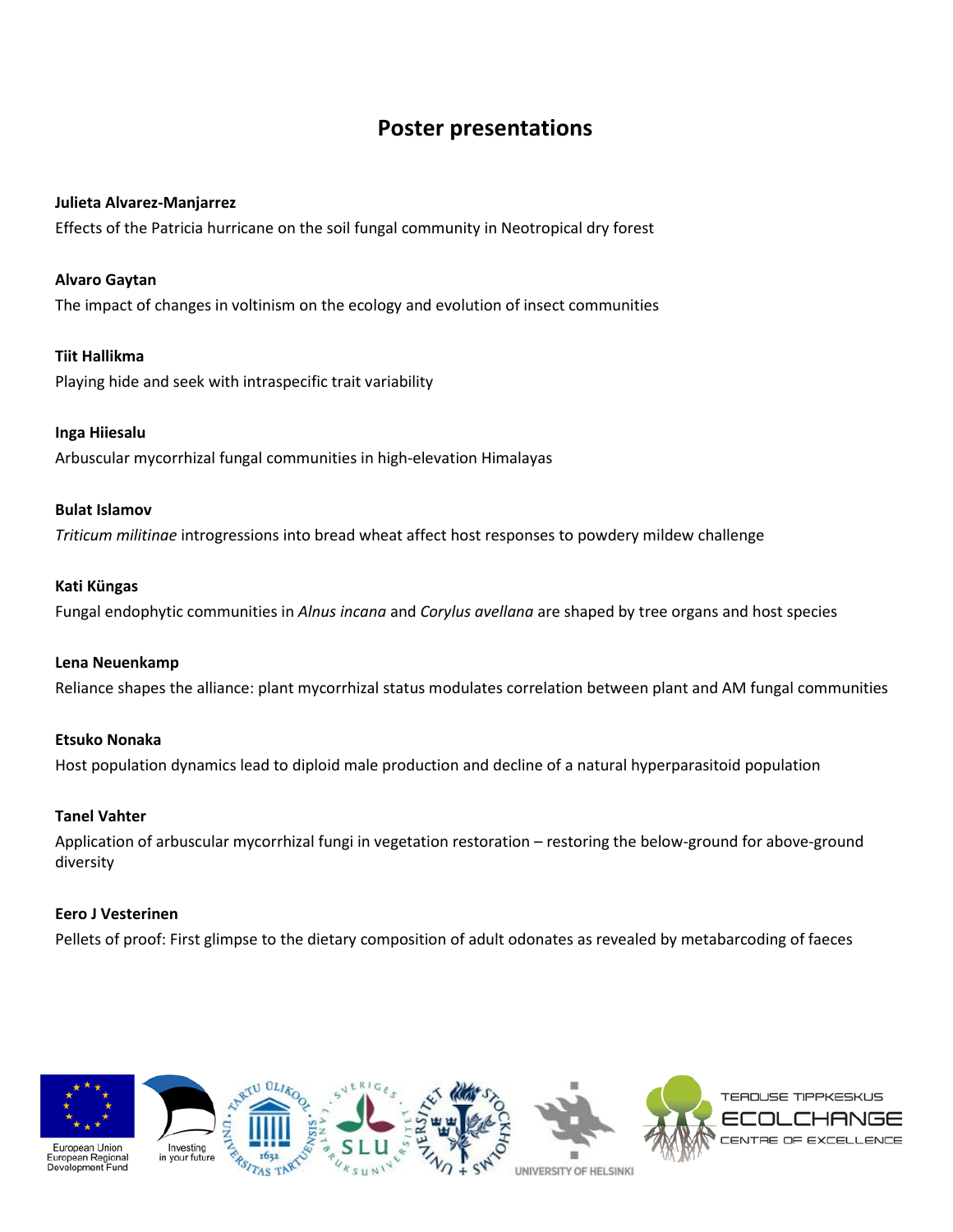# Poster presentations

**Julieta Alvarez-Manjarrez**

Effects of the Patricia hurricane on the soil fungal community in Neotropical dry forest

**Alvaro Gaytan**

The impact of changes in voltinism on the ecology and evolution of insect communities

**Tiit Hallikma**

Playing hide and seek with intraspecific trait variability

**Inga Hiiesalu**

Arbuscular mycorrhizal fungal communities in high-elevation Himalayas

**Bulat Islamov**

*Triticum militinae* introgressions into bread wheat affect host responses to powdery mildew challenge

**Kati Küngas**

Fungal endophytic communities in *Alnus incana* and *Corylus avellana* are shaped by tree organs and host species

**Lena Neuenkamp**

Reliance shapes the alliance: plant mycorrhizal status modulates correlation between plant and AM fungal communities

**Etsuko Nonaka**

Host population dynamics lead to diploid male production and decline of a natural hyperparasitoid population

**Tanel Vahter**

Application of arbuscular mycorrhizal fungi in vegetation restoration – restoring the below-ground for above-ground diversity

**Eero J Vesterinen**

Pellets of proof: First glimpse to the dietary composition of adult odonates as revealed by metabarcoding of faeces

European Union European Regional Development Fund · Investing in your future · Universitas Tartuensis 1632 · SLU · Stockholms Universitet · University of Helsinki · Teaduse Tippkeskus EcolChange Centre of Excellence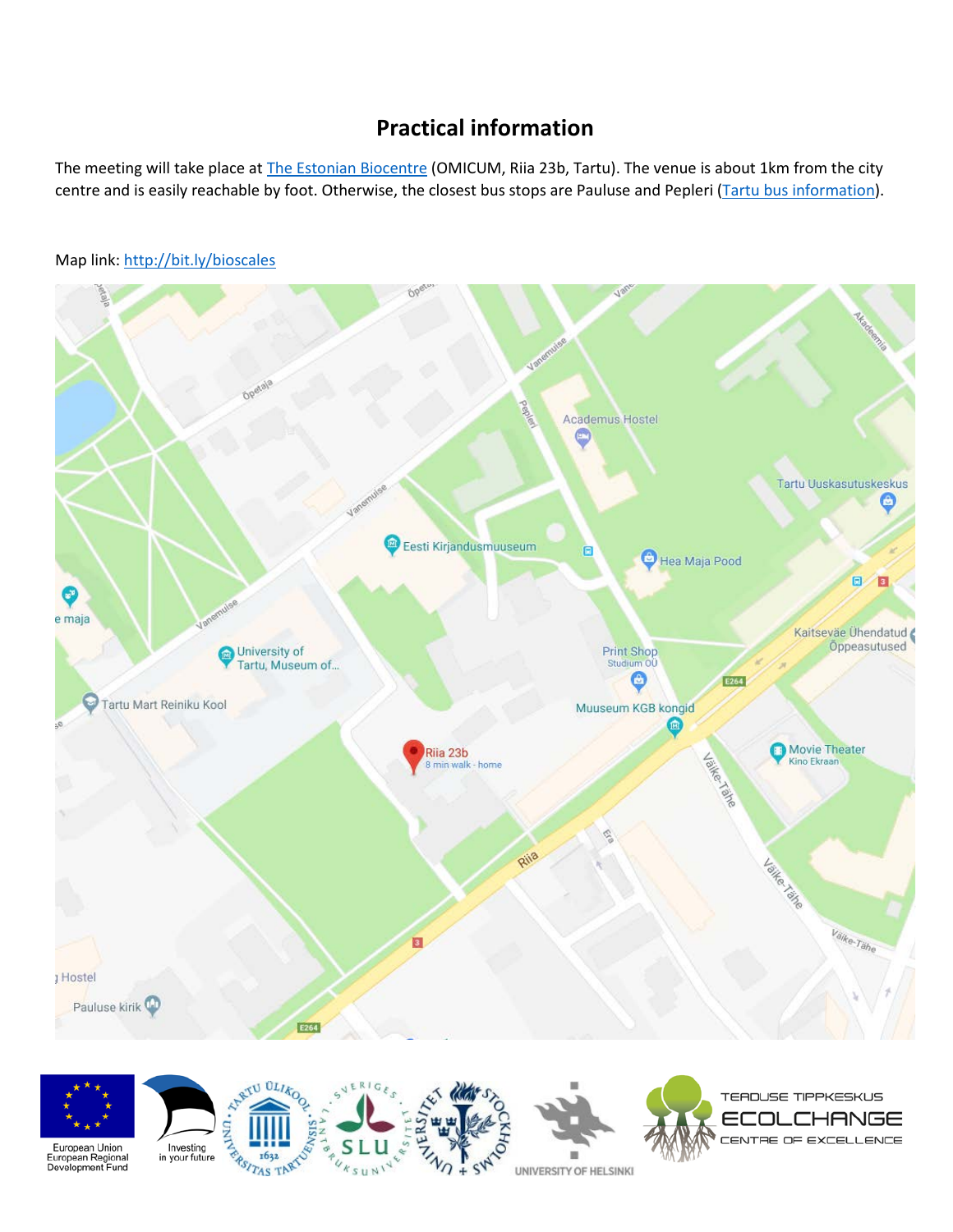## Practical information

The meeting will take place at The Estonian Biocentre (OMICUM, Riia 23b, Tartu). The venue is about 1km from the city centre and is easily reachable by foot. Otherwise, the closest bus stops are Pauluse and Pepleri (Tartu bus information).

Map link: http://bit.ly/bioscales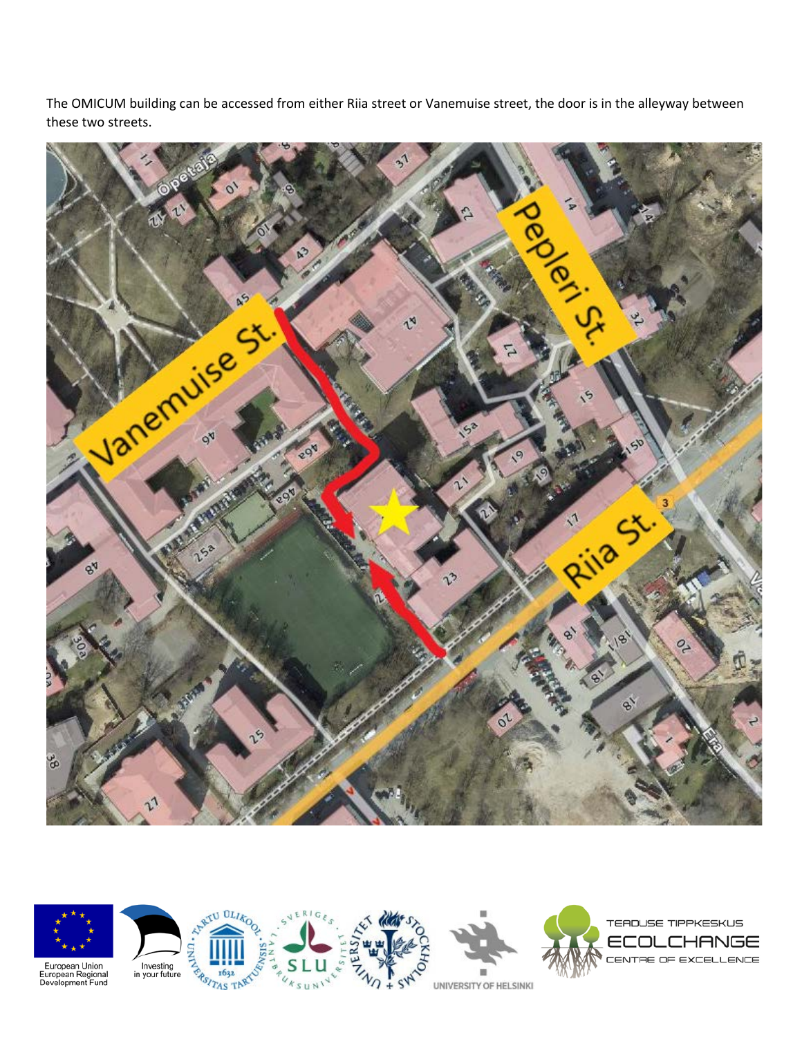The OMICUM building can be accessed from either Riia street or Vanemuise street, the door is in the alleyway between these two streets.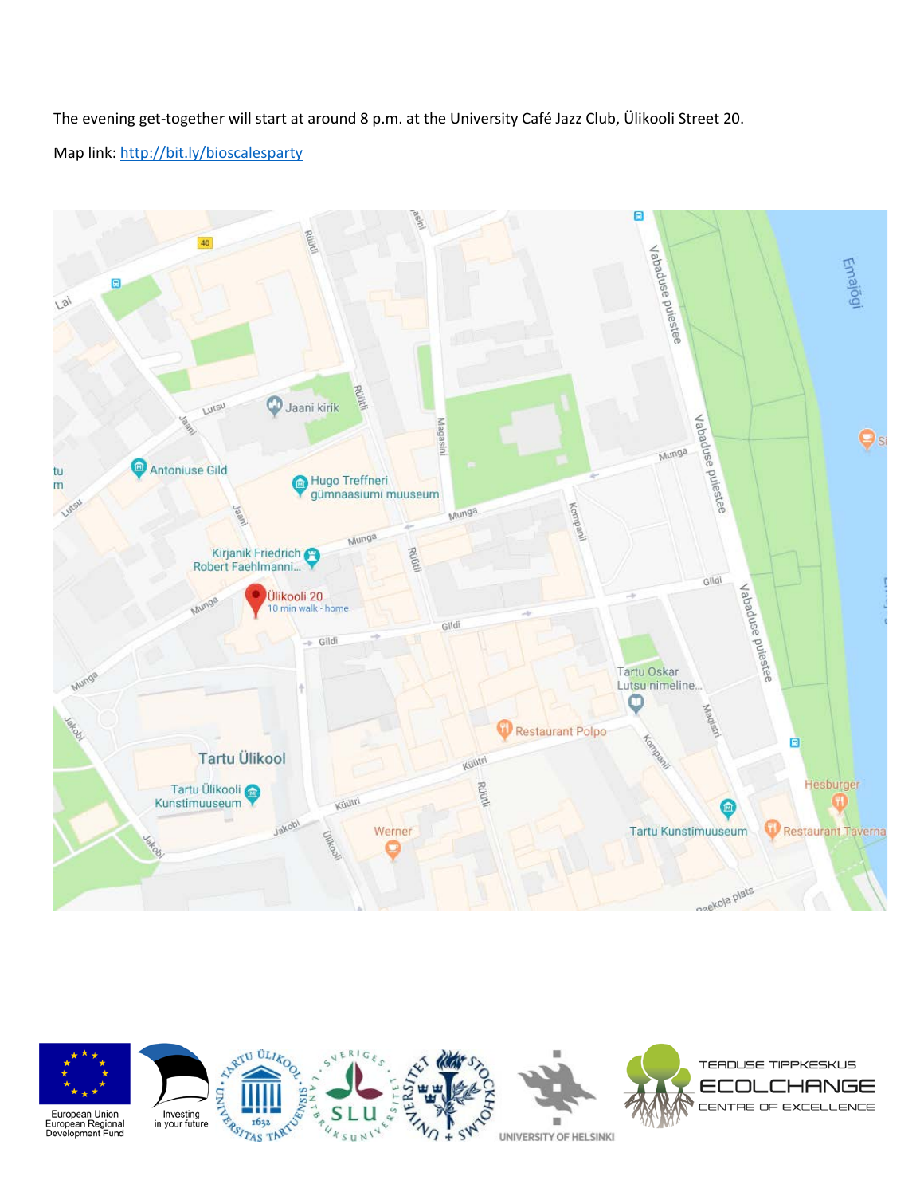The evening get-together will start at around 8 p.m. at the University Café Jazz Club, Ülikooli Street 20.

Map link: http://bit.ly/bioscalesparty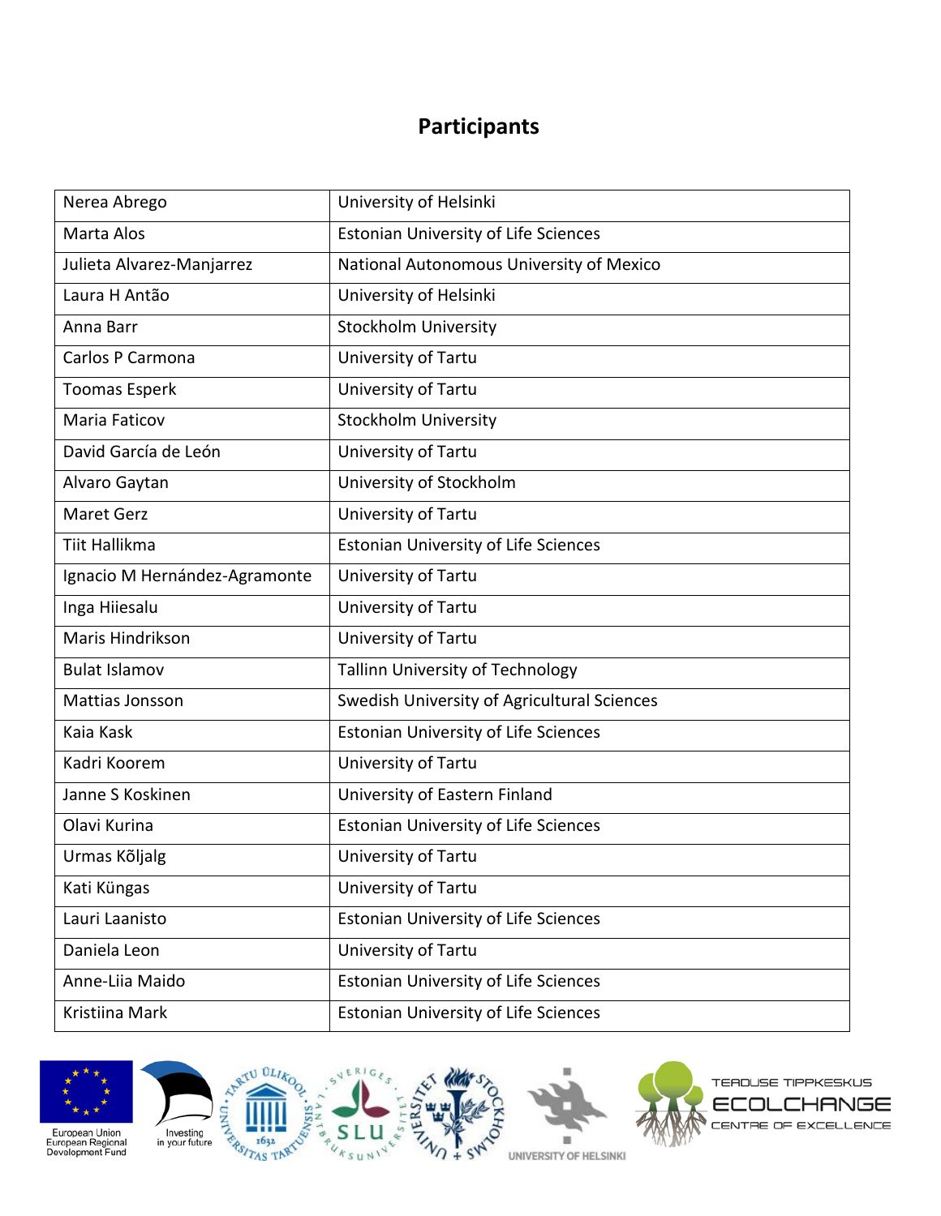## Participants

| | |
|---|---|
| Nerea Abrego | University of Helsinki |
| Marta Alos | Estonian University of Life Sciences |
| Julieta Alvarez-Manjarrez | National Autonomous University of Mexico |
| Laura H Antão | University of Helsinki |
| Anna Barr | Stockholm University |
| Carlos P Carmona | University of Tartu |
| Toomas Esperk | University of Tartu |
| Maria Faticov | Stockholm University |
| David García de León | University of Tartu |
| Alvaro Gaytan | University of Stockholm |
| Maret Gerz | University of Tartu |
| Tiit Hallikma | Estonian University of Life Sciences |
| Ignacio M Hernández-Agramonte | University of Tartu |
| Inga Hiiesalu | University of Tartu |
| Maris Hindrikson | University of Tartu |
| Bulat Islamov | Tallinn University of Technology |
| Mattias Jonsson | Swedish University of Agricultural Sciences |
| Kaia Kask | Estonian University of Life Sciences |
| Kadri Koorem | University of Tartu |
| Janne S Koskinen | University of Eastern Finland |
| Olavi Kurina | Estonian University of Life Sciences |
| Urmas Kõljalg | University of Tartu |
| Kati Küngas | University of Tartu |
| Lauri Laanisto | Estonian University of Life Sciences |
| Daniela Leon | University of Tartu |
| Anne-Liia Maido | Estonian University of Life Sciences |
| Kristiina Mark | Estonian University of Life Sciences |

European Union European Regional Development Fund

Investing in your future

TEADUSE TIPPKESKUS ECOLCHANGE CENTRE OF EXCELLENCE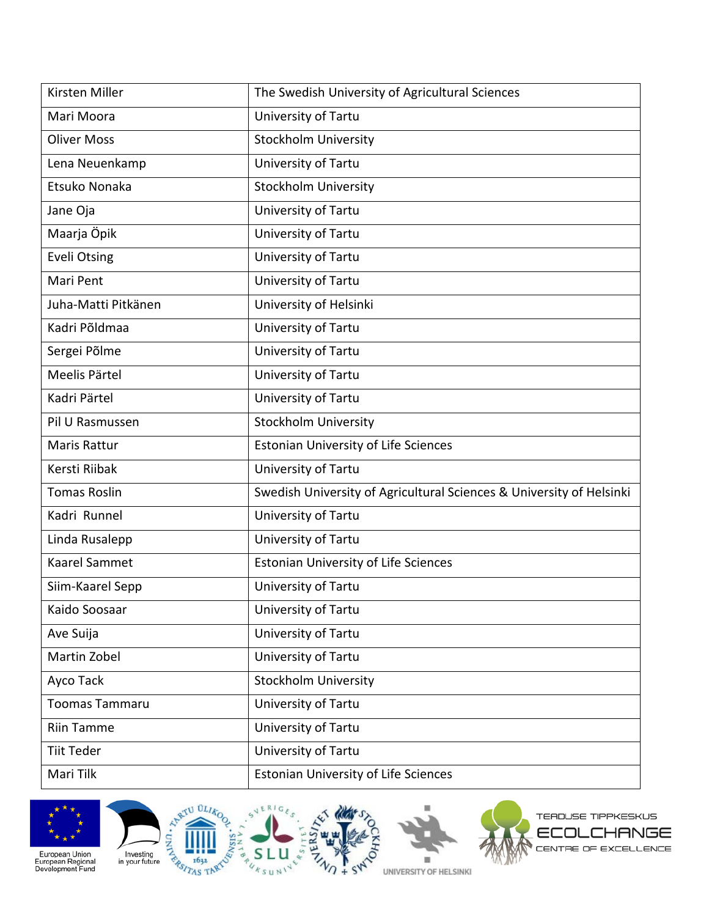| Kirsten Miller | The Swedish University of Agricultural Sciences |
|---|---|
| Mari Moora | University of Tartu |
| Oliver Moss | Stockholm University |
| Lena Neuenkamp | University of Tartu |
| Etsuko Nonaka | Stockholm University |
| Jane Oja | University of Tartu |
| Maarja Öpik | University of Tartu |
| Eveli Otsing | University of Tartu |
| Mari Pent | University of Tartu |
| Juha-Matti Pitkänen | University of Helsinki |
| Kadri Põldmaa | University of Tartu |
| Sergei Põlme | University of Tartu |
| Meelis Pärtel | University of Tartu |
| Kadri Pärtel | University of Tartu |
| Pil U Rasmussen | Stockholm University |
| Maris Rattur | Estonian University of Life Sciences |
| Kersti Riibak | University of Tartu |
| Tomas Roslin | Swedish University of Agricultural Sciences & University of Helsinki |
| Kadri Runnel | University of Tartu |
| Linda Rusalepp | University of Tartu |
| Kaarel Sammet | Estonian University of Life Sciences |
| Siim-Kaarel Sepp | University of Tartu |
| Kaido Soosaar | University of Tartu |
| Ave Suija | University of Tartu |
| Martin Zobel | University of Tartu |
| Ayco Tack | Stockholm University |
| Toomas Tammaru | University of Tartu |
| Riin Tamme | University of Tartu |
| Tiit Teder | University of Tartu |
| Mari Tilk | Estonian University of Life Sciences |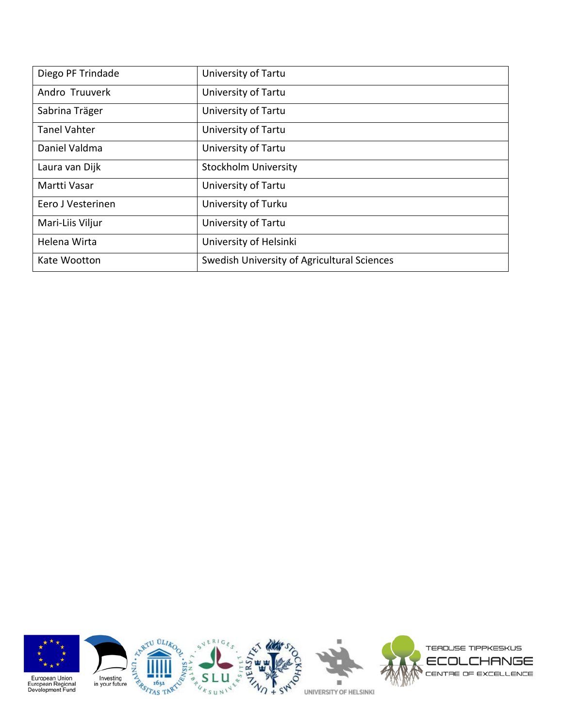| Diego PF Trindade | University of Tartu |
|---|---|
| Andro  Truuverk | University of Tartu |
| Sabrina Träger | University of Tartu |
| Tanel Vahter | University of Tartu |
| Daniel Valdma | University of Tartu |
| Laura van Dijk | Stockholm University |
| Martti Vasar | University of Tartu |
| Eero J Vesterinen | University of Turku |
| Mari-Liis Viljur | University of Tartu |
| Helena Wirta | University of Helsinki |
| Kate Wootton | Swedish University of Agricultural Sciences |

European Union European Regional Development Fund

Investing in your future

UNIVERSITY OF HELSINKI

TEADUSE TIPPKESKUS ECOLCHANGE CENTRE OF EXCELLENCE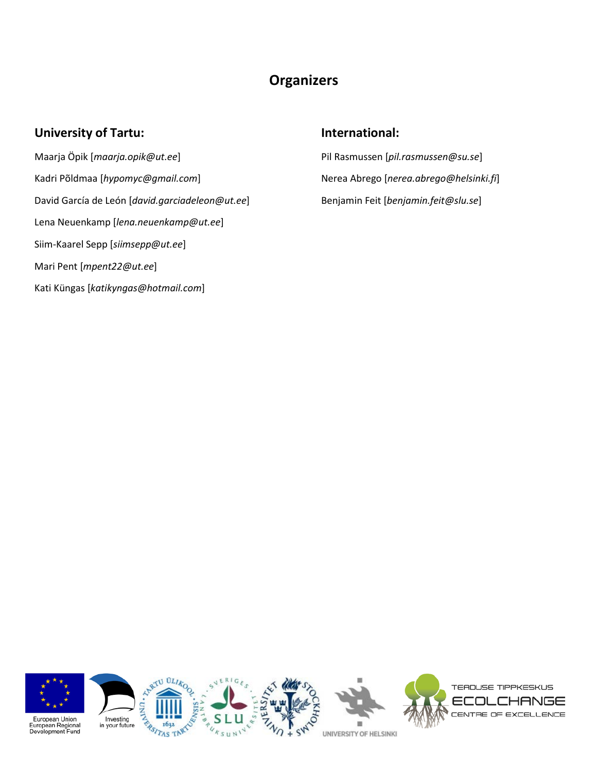## Organizers

### University of Tartu:

Maarja Öpik [*maarja.opik@ut.ee*]

Kadri Põldmaa [*hypomyc@gmail.com*]

David García de León [*david.garciadeleon@ut.ee*]

Lena Neuenkamp [*lena.neuenkamp@ut.ee*]

Siim-Kaarel Sepp [*siimsepp@ut.ee*]

Mari Pent [*mpent22@ut.ee*]

Kati Küngas [*katikyngas@hotmail.com*]

### International:

Pil Rasmussen [*pil.rasmussen@su.se*]

Nerea Abrego [*nerea.abrego@helsinki.fi*]

Benjamin Feit [*benjamin.feit@slu.se*]

European Union European Regional Development Fund

Investing in your future

UNIVERSITY OF HELSINKI

TEADUSE TIPPKESKUS ECOLCHANGE CENTRE OF EXCELLENCE